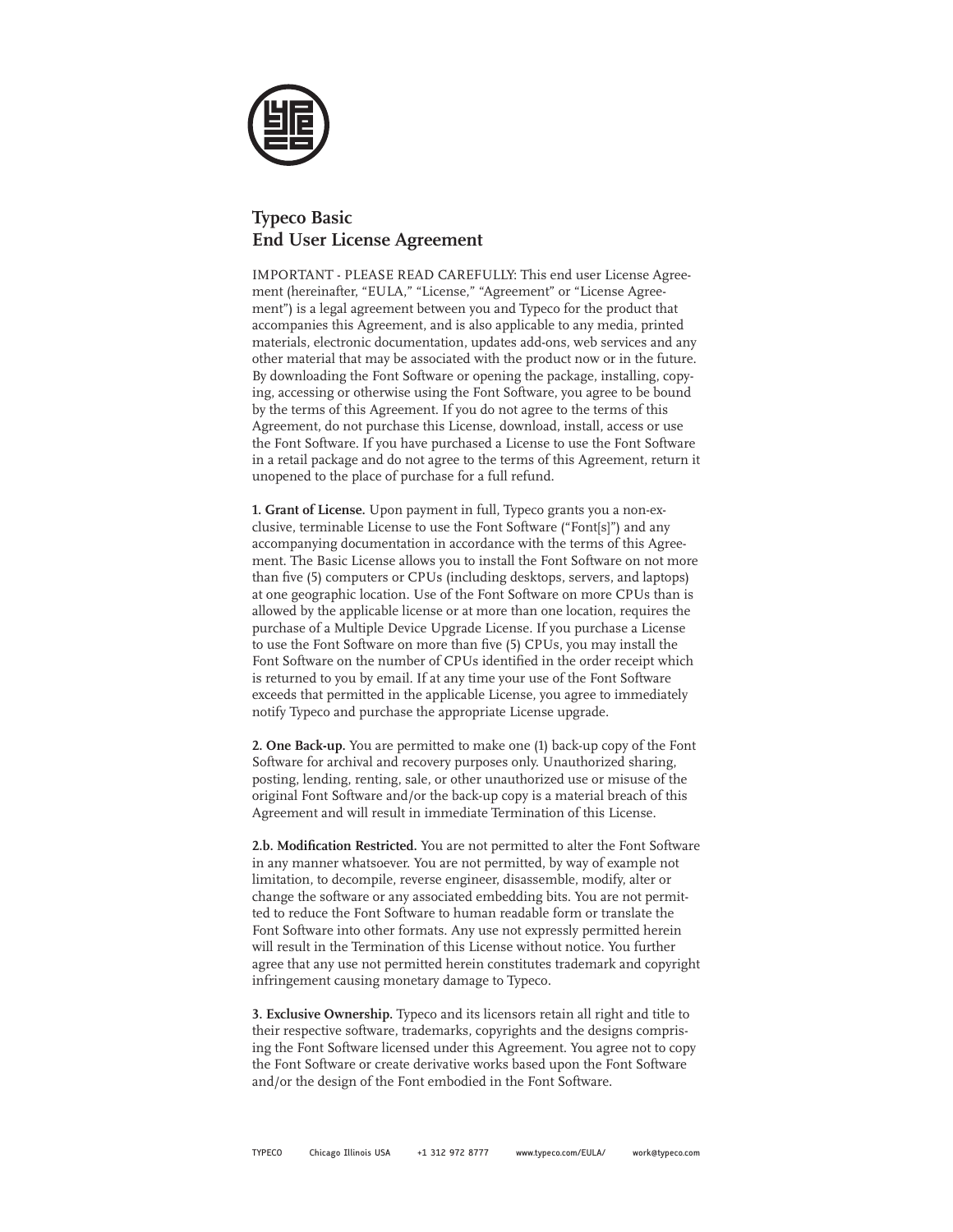# Typeco Basic
# End User License Agreement

IMPORTANT - PLEASE READ CAREFULLY: This end user License Agreement (hereinafter, "EULA," "License," "Agreement" or "License Agreement") is a legal agreement between you and Typeco for the product that accompanies this Agreement, and is also applicable to any media, printed materials, electronic documentation, updates add-ons, web services and any other material that may be associated with the product now or in the future. By downloading the Font Software or opening the package, installing, copying, accessing or otherwise using the Font Software, you agree to be bound by the terms of this Agreement. If you do not agree to the terms of this Agreement, do not purchase this License, download, install, access or use the Font Software. If you have purchased a License to use the Font Software in a retail package and do not agree to the terms of this Agreement, return it unopened to the place of purchase for a full refund.

**1. Grant of License.** Upon payment in full, Typeco grants you a non-exclusive, terminable License to use the Font Software ("Font[s]") and any accompanying documentation in accordance with the terms of this Agreement. The Basic License allows you to install the Font Software on not more than five (5) computers or CPUs (including desktops, servers, and laptops) at one geographic location. Use of the Font Software on more CPUs than is allowed by the applicable license or at more than one location, requires the purchase of a Multiple Device Upgrade License. If you purchase a License to use the Font Software on more than five (5) CPUs, you may install the Font Software on the number of CPUs identified in the order receipt which is returned to you by email. If at any time your use of the Font Software exceeds that permitted in the applicable License, you agree to immediately notify Typeco and purchase the appropriate License upgrade.

**2. One Back-up.** You are permitted to make one (1) back-up copy of the Font Software for archival and recovery purposes only. Unauthorized sharing, posting, lending, renting, sale, or other unauthorized use or misuse of the original Font Software and/or the back-up copy is a material breach of this Agreement and will result in immediate Termination of this License.

**2.b. Modification Restricted.** You are not permitted to alter the Font Software in any manner whatsoever. You are not permitted, by way of example not limitation, to decompile, reverse engineer, disassemble, modify, alter or change the software or any associated embedding bits. You are not permitted to reduce the Font Software to human readable form or translate the Font Software into other formats. Any use not expressly permitted herein will result in the Termination of this License without notice. You further agree that any use not permitted herein constitutes trademark and copyright infringement causing monetary damage to Typeco.

**3. Exclusive Ownership.** Typeco and its licensors retain all right and title to their respective software, trademarks, copyrights and the designs comprising the Font Software licensed under this Agreement. You agree not to copy the Font Software or create derivative works based upon the Font Software and/or the design of the Font embodied in the Font Software.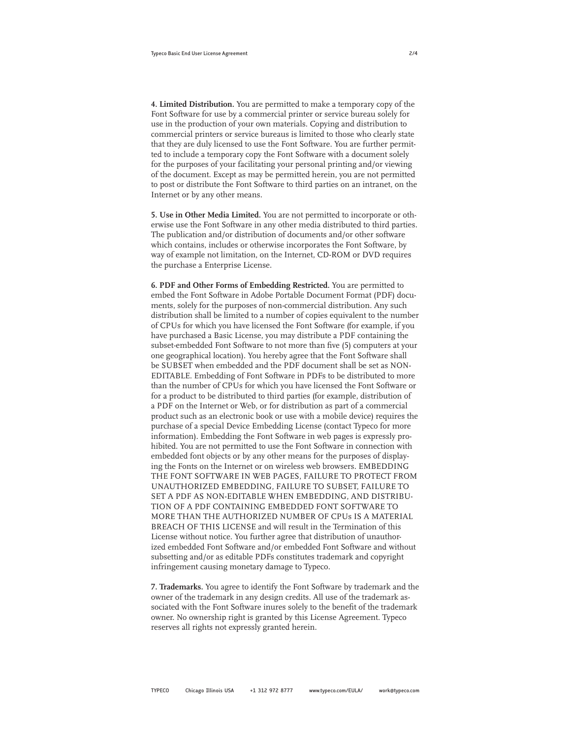**4. Limited Distribution.** You are permitted to make a temporary copy of the Font Software for use by a commercial printer or service bureau solely for use in the production of your own materials. Copying and distribution to commercial printers or service bureaus is limited to those who clearly state that they are duly licensed to use the Font Software. You are further permitted to include a temporary copy the Font Software with a document solely for the purposes of your facilitating your personal printing and/or viewing of the document. Except as may be permitted herein, you are not permitted to post or distribute the Font Software to third parties on an intranet, on the Internet or by any other means.

**5. Use in Other Media Limited.** You are not permitted to incorporate or otherwise use the Font Software in any other media distributed to third parties. The publication and/or distribution of documents and/or other software which contains, includes or otherwise incorporates the Font Software, by way of example not limitation, on the Internet, CD-ROM or DVD requires the purchase a Enterprise License.

**6. PDF and Other Forms of Embedding Restricted.** You are permitted to embed the Font Software in Adobe Portable Document Format (PDF) documents, solely for the purposes of non-commercial distribution. Any such distribution shall be limited to a number of copies equivalent to the number of CPUs for which you have licensed the Font Software (for example, if you have purchased a Basic License, you may distribute a PDF containing the subset-embedded Font Software to not more than five (5) computers at your one geographical location). You hereby agree that the Font Software shall be SUBSET when embedded and the PDF document shall be set as NON-EDITABLE. Embedding of Font Software in PDFs to be distributed to more than the number of CPUs for which you have licensed the Font Software or for a product to be distributed to third parties (for example, distribution of a PDF on the Internet or Web, or for distribution as part of a commercial product such as an electronic book or use with a mobile device) requires the purchase of a special Device Embedding License (contact Typeco for more information). Embedding the Font Software in web pages is expressly prohibited. You are not permitted to use the Font Software in connection with embedded font objects or by any other means for the purposes of displaying the Fonts on the Internet or on wireless web browsers. EMBEDDING THE FONT SOFTWARE IN WEB PAGES, FAILURE TO PROTECT FROM UNAUTHORIZED EMBEDDING, FAILURE TO SUBSET, FAILURE TO SET A PDF AS NON-EDITABLE WHEN EMBEDDING, AND DISTRIBUTION OF A PDF CONTAINING EMBEDDED FONT SOFTWARE TO MORE THAN THE AUTHORIZED NUMBER OF CPUs IS A MATERIAL BREACH OF THIS LICENSE and will result in the Termination of this License without notice. You further agree that distribution of unauthorized embedded Font Software and/or embedded Font Software and without subsetting and/or as editable PDFs constitutes trademark and copyright infringement causing monetary damage to Typeco.

**7. Trademarks.** You agree to identify the Font Software by trademark and the owner of the trademark in any design credits. All use of the trademark associated with the Font Software inures solely to the benefit of the trademark owner. No ownership right is granted by this License Agreement. Typeco reserves all rights not expressly granted herein.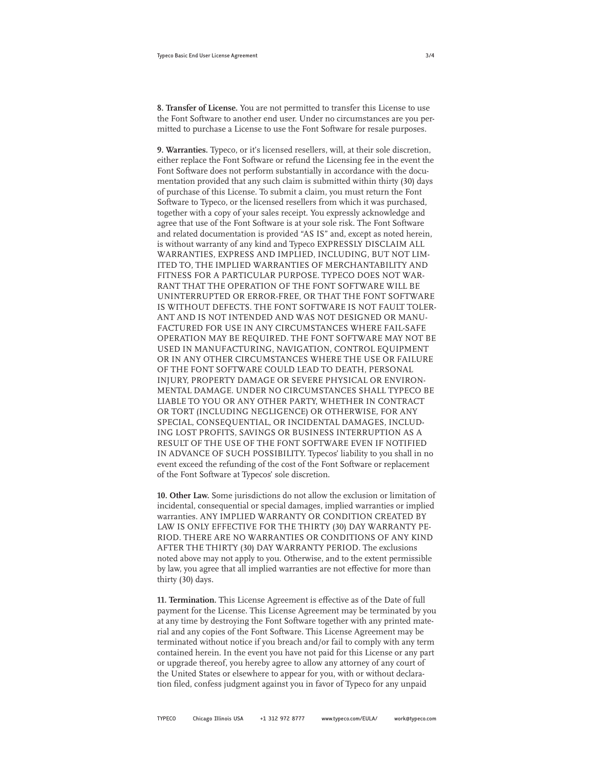**8. Transfer of License.** You are not permitted to transfer this License to use the Font Software to another end user. Under no circumstances are you permitted to purchase a License to use the Font Software for resale purposes.

**9. Warranties.** Typeco, or it's licensed resellers, will, at their sole discretion, either replace the Font Software or refund the Licensing fee in the event the Font Software does not perform substantially in accordance with the documentation provided that any such claim is submitted within thirty (30) days of purchase of this License. To submit a claim, you must return the Font Software to Typeco, or the licensed resellers from which it was purchased, together with a copy of your sales receipt. You expressly acknowledge and agree that use of the Font Software is at your sole risk. The Font Software and related documentation is provided "AS IS" and, except as noted herein, is without warranty of any kind and Typeco EXPRESSLY DISCLAIM ALL WARRANTIES, EXPRESS AND IMPLIED, INCLUDING, BUT NOT LIMITED TO, THE IMPLIED WARRANTIES OF MERCHANTABILITY AND FITNESS FOR A PARTICULAR PURPOSE. TYPECO DOES NOT WARRANT THAT THE OPERATION OF THE FONT SOFTWARE WILL BE UNINTERRUPTED OR ERROR-FREE, OR THAT THE FONT SOFTWARE IS WITHOUT DEFECTS. THE FONT SOFTWARE IS NOT FAULT TOLERANT AND IS NOT INTENDED AND WAS NOT DESIGNED OR MANUFACTURED FOR USE IN ANY CIRCUMSTANCES WHERE FAIL-SAFE OPERATION MAY BE REQUIRED. THE FONT SOFTWARE MAY NOT BE USED IN MANUFACTURING, NAVIGATION, CONTROL EQUIPMENT OR IN ANY OTHER CIRCUMSTANCES WHERE THE USE OR FAILURE OF THE FONT SOFTWARE COULD LEAD TO DEATH, PERSONAL INJURY, PROPERTY DAMAGE OR SEVERE PHYSICAL OR ENVIRONMENTAL DAMAGE. UNDER NO CIRCUMSTANCES SHALL TYPECO BE LIABLE TO YOU OR ANY OTHER PARTY, WHETHER IN CONTRACT OR TORT (INCLUDING NEGLIGENCE) OR OTHERWISE, FOR ANY SPECIAL, CONSEQUENTIAL, OR INCIDENTAL DAMAGES, INCLUDING LOST PROFITS, SAVINGS OR BUSINESS INTERRUPTION AS A RESULT OF THE USE OF THE FONT SOFTWARE EVEN IF NOTIFIED IN ADVANCE OF SUCH POSSIBILITY. Typecos' liability to you shall in no event exceed the refunding of the cost of the Font Software or replacement of the Font Software at Typecos' sole discretion.

**10. Other Law.** Some jurisdictions do not allow the exclusion or limitation of incidental, consequential or special damages, implied warranties or implied warranties. ANY IMPLIED WARRANTY OR CONDITION CREATED BY LAW IS ONLY EFFECTIVE FOR THE THIRTY (30) DAY WARRANTY PERIOD. THERE ARE NO WARRANTIES OR CONDITIONS OF ANY KIND AFTER THE THIRTY (30) DAY WARRANTY PERIOD. The exclusions noted above may not apply to you. Otherwise, and to the extent permissible by law, you agree that all implied warranties are not effective for more than thirty (30) days.

**11. Termination.** This License Agreement is effective as of the Date of full payment for the License. This License Agreement may be terminated by you at any time by destroying the Font Software together with any printed material and any copies of the Font Software. This License Agreement may be terminated without notice if you breach and/or fail to comply with any term contained herein. In the event you have not paid for this License or any part or upgrade thereof, you hereby agree to allow any attorney of any court of the United States or elsewhere to appear for you, with or without declaration filed, confess judgment against you in favor of Typeco for any unpaid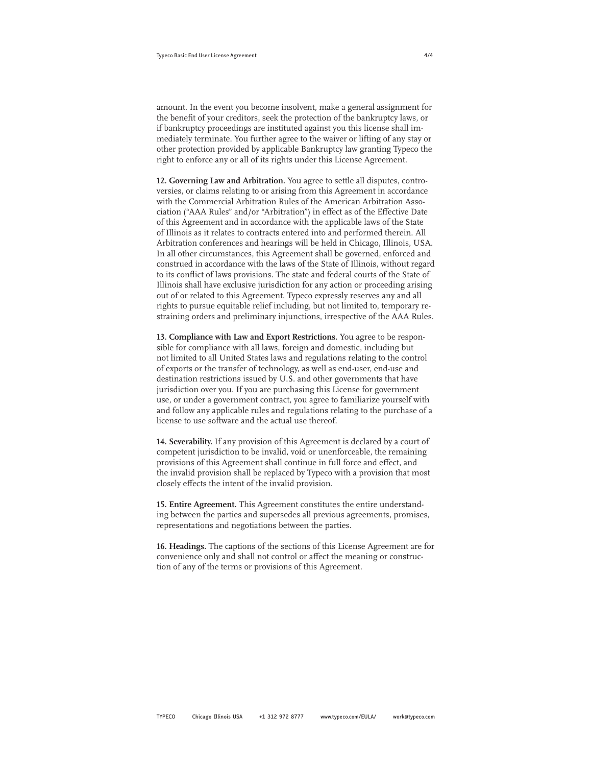amount. In the event you become insolvent, make a general assignment for the benefit of your creditors, seek the protection of the bankruptcy laws, or if bankruptcy proceedings are instituted against you this license shall immediately terminate. You further agree to the waiver or lifting of any stay or other protection provided by applicable Bankruptcy law granting Typeco the right to enforce any or all of its rights under this License Agreement.

**12. Governing Law and Arbitration.** You agree to settle all disputes, controversies, or claims relating to or arising from this Agreement in accordance with the Commercial Arbitration Rules of the American Arbitration Association ("AAA Rules" and/or "Arbitration") in effect as of the Effective Date of this Agreement and in accordance with the applicable laws of the State of Illinois as it relates to contracts entered into and performed therein. All Arbitration conferences and hearings will be held in Chicago, Illinois, USA. In all other circumstances, this Agreement shall be governed, enforced and construed in accordance with the laws of the State of Illinois, without regard to its conflict of laws provisions. The state and federal courts of the State of Illinois shall have exclusive jurisdiction for any action or proceeding arising out of or related to this Agreement. Typeco expressly reserves any and all rights to pursue equitable relief including, but not limited to, temporary restraining orders and preliminary injunctions, irrespective of the AAA Rules.

**13. Compliance with Law and Export Restrictions.** You agree to be responsible for compliance with all laws, foreign and domestic, including but not limited to all United States laws and regulations relating to the control of exports or the transfer of technology, as well as end-user, end-use and destination restrictions issued by U.S. and other governments that have jurisdiction over you. If you are purchasing this License for government use, or under a government contract, you agree to familiarize yourself with and follow any applicable rules and regulations relating to the purchase of a license to use software and the actual use thereof.

**14. Severability.** If any provision of this Agreement is declared by a court of competent jurisdiction to be invalid, void or unenforceable, the remaining provisions of this Agreement shall continue in full force and effect, and the invalid provision shall be replaced by Typeco with a provision that most closely effects the intent of the invalid provision.

**15. Entire Agreement.** This Agreement constitutes the entire understanding between the parties and supersedes all previous agreements, promises, representations and negotiations between the parties.

**16. Headings.** The captions of the sections of this License Agreement are for convenience only and shall not control or affect the meaning or construction of any of the terms or provisions of this Agreement.